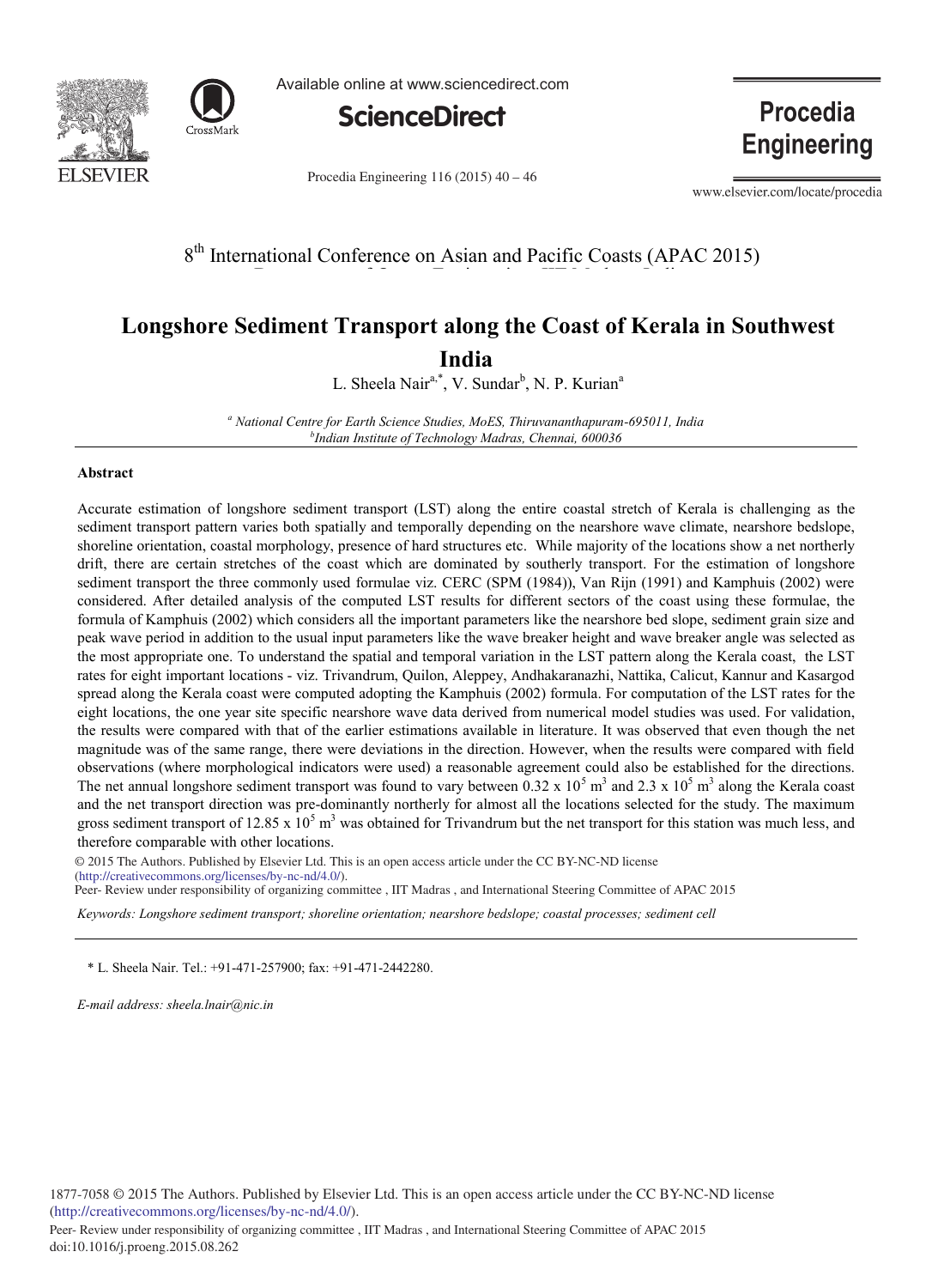Available online at www.sciencedirect.com

**ScienceDirect**

**Procedia Engineering**

Procedia Engineering 116 (2015) 40 – 46

www.elsevier.com/locate/procedia

8th International Conference on Asian and Pacific Coasts (APAC 2015)

# Longshore Sediment Transport along the Coast of Kerala in Southwest India

L. Sheela Nair[a,*], V. Sundar[b], N. P. Kurian[a]

[a] *National Centre for Earth Science Studies, MoES, Thiruvananthapuram-695011, India*
[b] *Indian Institute of Technology Madras, Chennai, 600036*

## Abstract

Accurate estimation of longshore sediment transport (LST) along the entire coastal stretch of Kerala is challenging as the sediment transport pattern varies both spatially and temporally depending on the nearshore wave climate, nearshore bedslope, shoreline orientation, coastal morphology, presence of hard structures etc. While majority of the locations show a net northerly drift, there are certain stretches of the coast which are dominated by southerly transport. For the estimation of longshore sediment transport the three commonly used formulae viz. CERC (SPM (1984)), Van Rijn (1991) and Kamphuis (2002) were considered. After detailed analysis of the computed LST results for different sectors of the coast using these formulae, the formula of Kamphuis (2002) which considers all the important parameters like the nearshore bed slope, sediment grain size and peak wave period in addition to the usual input parameters like the wave breaker height and wave breaker angle was selected as the most appropriate one. To understand the spatial and temporal variation in the LST pattern along the Kerala coast, the LST rates for eight important locations - viz. Trivandrum, Quilon, Aleppey, Andhakaranazhi, Nattika, Calicut, Kannur and Kasargod spread along the Kerala coast were computed adopting the Kamphuis (2002) formula. For computation of the LST rates for the eight locations, the one year site specific nearshore wave data derived from numerical model studies was used. For validation, the results were compared with that of the earlier estimations available in literature. It was observed that even though the net magnitude was of the same range, there were deviations in the direction. However, when the results were compared with field observations (where morphological indicators were used) a reasonable agreement could also be established for the directions. The net annual longshore sediment transport was found to vary between $0.32 \times 10^5$ $m^3$ and $2.3 \times 10^5$ $m^3$ along the Kerala coast and the net transport direction was pre-dominantly northerly for almost all the locations selected for the study. The maximum gross sediment transport of $12.85 \times 10^5$ $m^3$ was obtained for Trivandrum but the net transport for this station was much less, and therefore comparable with other locations.

© 2015 The Authors. Published by Elsevier Ltd. This is an open access article under the CC BY-NC-ND license (http://creativecommons.org/licenses/by-nc-nd/4.0/).
Peer- Review under responsibility of organizing committee , IIT Madras , and International Steering Committee of APAC 2015

*Keywords:* *Longshore sediment transport; shoreline orientation; nearshore bedslope; coastal processes; sediment cell*

---

\* L. Sheela Nair. Tel.: +91-471-257900; fax: +91-471-2442280.

*E-mail address: sheela.lnair@nic.in*

1877-7058 © 2015 The Authors. Published by Elsevier Ltd. This is an open access article under the CC BY-NC-ND license (http://creativecommons.org/licenses/by-nc-nd/4.0/).
Peer- Review under responsibility of organizing committee , IIT Madras , and International Steering Committee of APAC 2015
doi:10.1016/j.proeng.2015.08.262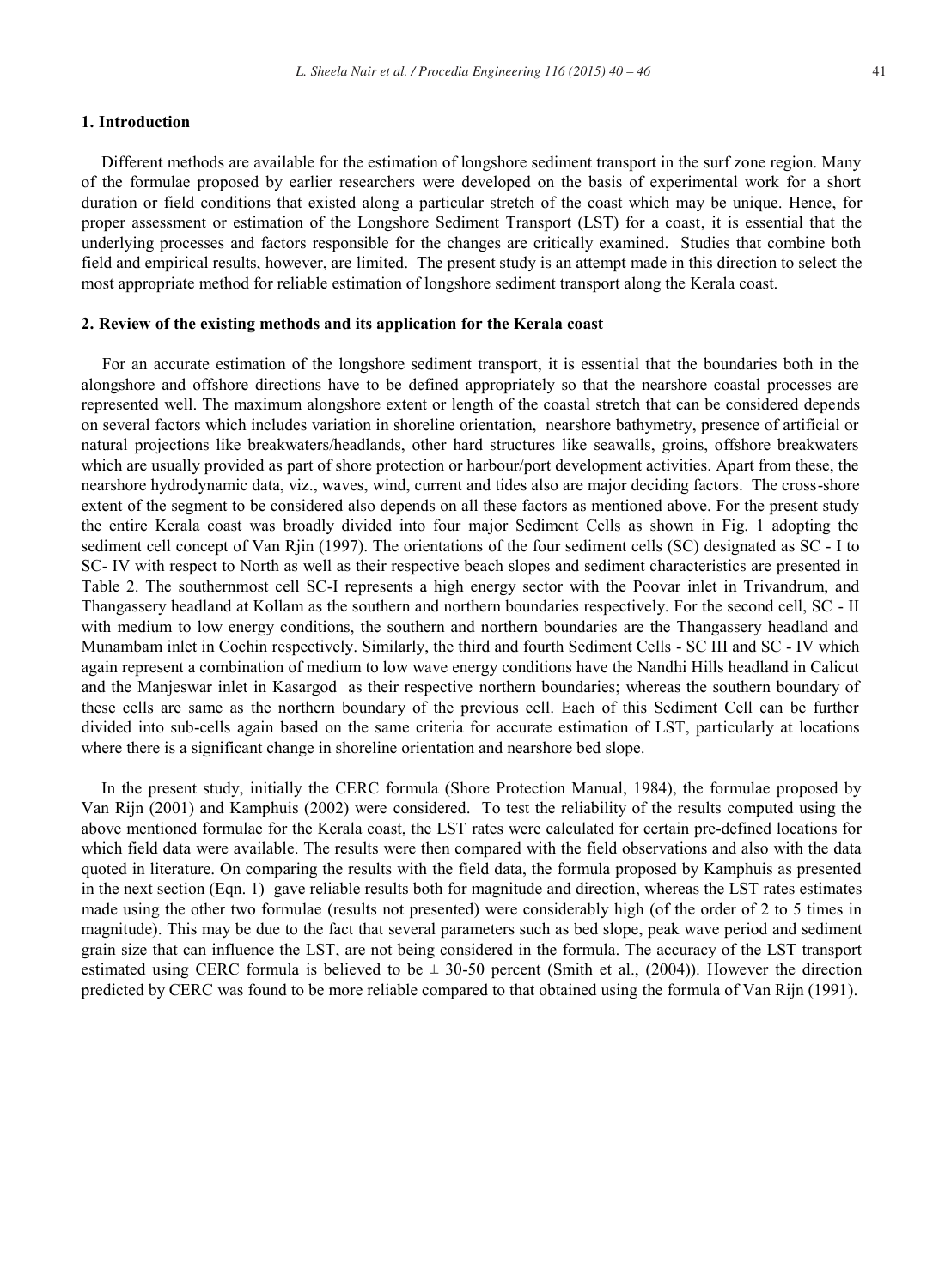## 1. Introduction

Different methods are available for the estimation of longshore sediment transport in the surf zone region. Many of the formulae proposed by earlier researchers were developed on the basis of experimental work for a short duration or field conditions that existed along a particular stretch of the coast which may be unique. Hence, for proper assessment or estimation of the Longshore Sediment Transport (LST) for a coast, it is essential that the underlying processes and factors responsible for the changes are critically examined. Studies that combine both field and empirical results, however, are limited. The present study is an attempt made in this direction to select the most appropriate method for reliable estimation of longshore sediment transport along the Kerala coast.

## 2. Review of the existing methods and its application for the Kerala coast

For an accurate estimation of the longshore sediment transport, it is essential that the boundaries both in the alongshore and offshore directions have to be defined appropriately so that the nearshore coastal processes are represented well. The maximum alongshore extent or length of the coastal stretch that can be considered depends on several factors which includes variation in shoreline orientation, nearshore bathymetry, presence of artificial or natural projections like breakwaters/headlands, other hard structures like seawalls, groins, offshore breakwaters which are usually provided as part of shore protection or harbour/port development activities. Apart from these, the nearshore hydrodynamic data, viz., waves, wind, current and tides also are major deciding factors. The cross-shore extent of the segment to be considered also depends on all these factors as mentioned above. For the present study the entire Kerala coast was broadly divided into four major Sediment Cells as shown in Fig. 1 adopting the sediment cell concept of Van Rjin (1997). The orientations of the four sediment cells (SC) designated as SC - I to SC- IV with respect to North as well as their respective beach slopes and sediment characteristics are presented in Table 2. The southernmost cell SC-I represents a high energy sector with the Poovar inlet in Trivandrum, and Thangassery headland at Kollam as the southern and northern boundaries respectively. For the second cell, SC - II with medium to low energy conditions, the southern and northern boundaries are the Thangassery headland and Munambam inlet in Cochin respectively. Similarly, the third and fourth Sediment Cells - SC III and SC - IV which again represent a combination of medium to low wave energy conditions have the Nandhi Hills headland in Calicut and the Manjeswar inlet in Kasargod as their respective northern boundaries; whereas the southern boundary of these cells are same as the northern boundary of the previous cell. Each of this Sediment Cell can be further divided into sub-cells again based on the same criteria for accurate estimation of LST, particularly at locations where there is a significant change in shoreline orientation and nearshore bed slope.

In the present study, initially the CERC formula (Shore Protection Manual, 1984), the formulae proposed by Van Rijn (2001) and Kamphuis (2002) were considered. To test the reliability of the results computed using the above mentioned formulae for the Kerala coast, the LST rates were calculated for certain pre-defined locations for which field data were available. The results were then compared with the field observations and also with the data quoted in literature. On comparing the results with the field data, the formula proposed by Kamphuis as presented in the next section (Eqn. 1) gave reliable results both for magnitude and direction, whereas the LST rates estimates made using the other two formulae (results not presented) were considerably high (of the order of 2 to 5 times in magnitude). This may be due to the fact that several parameters such as bed slope, peak wave period and sediment grain size that can influence the LST, are not being considered in the formula. The accuracy of the LST transport estimated using CERC formula is believed to be $\pm$ 30-50 percent (Smith et al., (2004)). However the direction predicted by CERC was found to be more reliable compared to that obtained using the formula of Van Rijn (1991).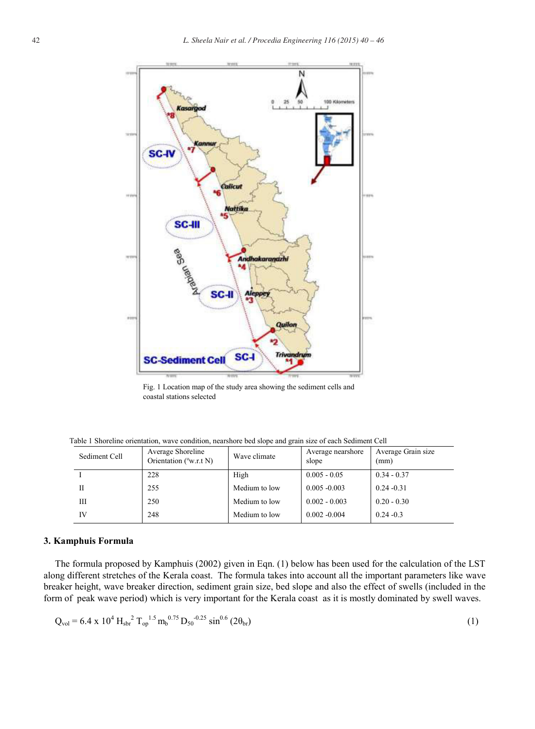Fig. 1 Location map of the study area showing the sediment cells and coastal stations selected

Table 1 Shoreline orientation, wave condition, nearshore bed slope and grain size of each Sediment Cell

| Sediment Cell | Average Shoreline Orientation (°w.r.t N) | Wave climate | Average nearshore slope | Average Grain size (mm) |
|---|---|---|---|---|
| I | 228 | High | 0.005 - 0.05 | 0.34 - 0.37 |
| II | 255 | Medium to low | 0.005 -0.003 | 0.24 -0.31 |
| III | 250 | Medium to low | 0.002 - 0.003 | 0.20 - 0.30 |
| IV | 248 | Medium to low | 0.002 -0.004 | 0.24 -0.3 |

## 3. Kamphuis Formula

The formula proposed by Kamphuis (2002) given in Eqn. (1) below has been used for the calculation of the LST along different stretches of the Kerala coast. The formula takes into account all the important parameters like wave breaker height, wave breaker direction, sediment grain size, bed slope and also the effect of swells (included in the form of peak wave period) which is very important for the Kerala coast as it is mostly dominated by swell waves.

$$Q_{vol} = 6.4 \times 10^4 H_{sbr}^{2} T_{op}^{1.5} m_b^{0.75} D_{50}^{-0.25} \sin^{0.6}(2\theta_{br}) \quad (1)$$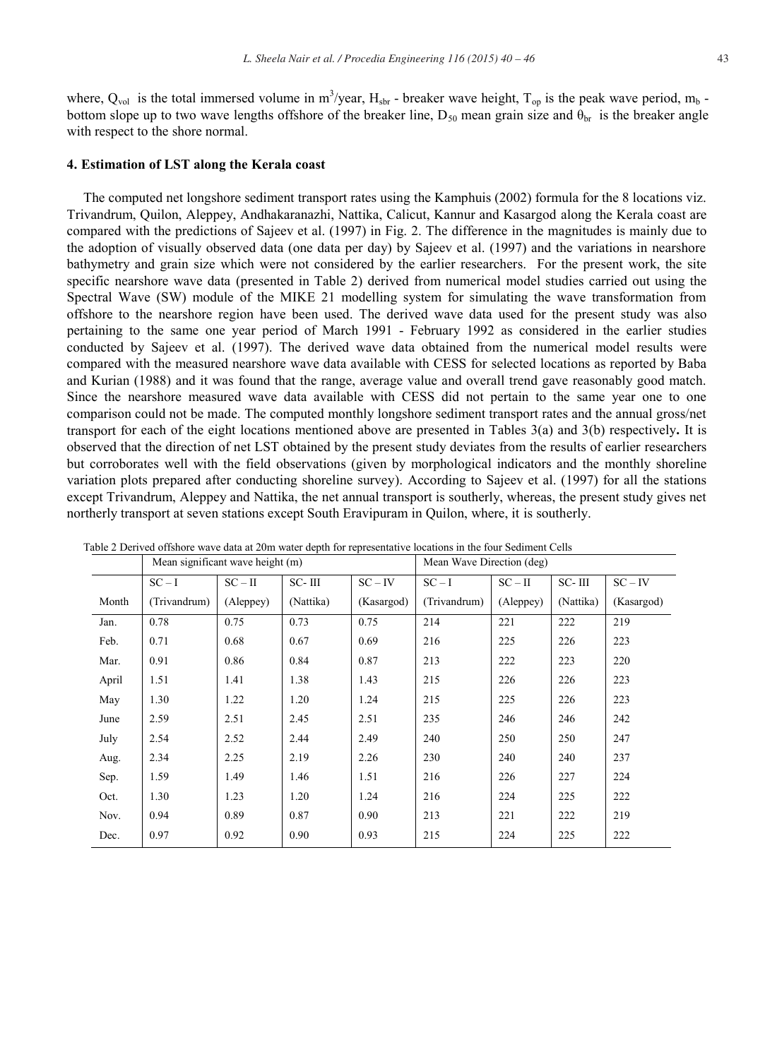where, $Q_{vol}$ is the total immersed volume in $m^3$/year, $H_{sbr}$ - breaker wave height, $T_{op}$ is the peak wave period, $m_b$ - bottom slope up to two wave lengths offshore of the breaker line, $D_{50}$ mean grain size and $\theta_{br}$ is the breaker angle with respect to the shore normal.

## 4. Estimation of LST along the Kerala coast

The computed net longshore sediment transport rates using the Kamphuis (2002) formula for the 8 locations viz. Trivandrum, Quilon, Aleppey, Andhakaranazhi, Nattika, Calicut, Kannur and Kasargod along the Kerala coast are compared with the predictions of Sajeev et al. (1997) in Fig. 2. The difference in the magnitudes is mainly due to the adoption of visually observed data (one data per day) by Sajeev et al. (1997) and the variations in nearshore bathymetry and grain size which were not considered by the earlier researchers. For the present work, the site specific nearshore wave data (presented in Table 2) derived from numerical model studies carried out using the Spectral Wave (SW) module of the MIKE 21 modelling system for simulating the wave transformation from offshore to the nearshore region have been used. The derived wave data used for the present study was also pertaining to the same one year period of March 1991 - February 1992 as considered in the earlier studies conducted by Sajeev et al. (1997). The derived wave data obtained from the numerical model results were compared with the measured nearshore wave data available with CESS for selected locations as reported by Baba and Kurian (1988) and it was found that the range, average value and overall trend gave reasonably good match. Since the nearshore measured wave data available with CESS did not pertain to the same year one to one comparison could not be made. The computed monthly longshore sediment transport rates and the annual gross/net transport for each of the eight locations mentioned above are presented in Tables 3(a) and 3(b) respectively**.** It is observed that the direction of net LST obtained by the present study deviates from the results of earlier researchers but corroborates well with the field observations (given by morphological indicators and the monthly shoreline variation plots prepared after conducting shoreline survey). According to Sajeev et al. (1997) for all the stations except Trivandrum, Aleppey and Nattika, the net annual transport is southerly, whereas, the present study gives net northerly transport at seven stations except South Eravipuram in Quilon, where, it is southerly.

Table 2 Derived offshore wave data at 20m water depth for representative locations in the four Sediment Cells

| | Mean significant wave height (m) | | | | Mean Wave Direction (deg) | | | |
|---|---|---|---|---|---|---|---|---|
| | SC – I | SC – II | SC- III | SC – IV | SC – I | SC – II | SC- III | SC – IV |
| Month | (Trivandrum) | (Aleppey) | (Nattika) | (Kasargod) | (Trivandrum) | (Aleppey) | (Nattika) | (Kasargod) |
| Jan. | 0.78 | 0.75 | 0.73 | 0.75 | 214 | 221 | 222 | 219 |
| Feb. | 0.71 | 0.68 | 0.67 | 0.69 | 216 | 225 | 226 | 223 |
| Mar. | 0.91 | 0.86 | 0.84 | 0.87 | 213 | 222 | 223 | 220 |
| April | 1.51 | 1.41 | 1.38 | 1.43 | 215 | 226 | 226 | 223 |
| May | 1.30 | 1.22 | 1.20 | 1.24 | 215 | 225 | 226 | 223 |
| June | 2.59 | 2.51 | 2.45 | 2.51 | 235 | 246 | 246 | 242 |
| July | 2.54 | 2.52 | 2.44 | 2.49 | 240 | 250 | 250 | 247 |
| Aug. | 2.34 | 2.25 | 2.19 | 2.26 | 230 | 240 | 240 | 237 |
| Sep. | 1.59 | 1.49 | 1.46 | 1.51 | 216 | 226 | 227 | 224 |
| Oct. | 1.30 | 1.23 | 1.20 | 1.24 | 216 | 224 | 225 | 222 |
| Nov. | 0.94 | 0.89 | 0.87 | 0.90 | 213 | 221 | 222 | 219 |
| Dec. | 0.97 | 0.92 | 0.90 | 0.93 | 215 | 224 | 225 | 222 |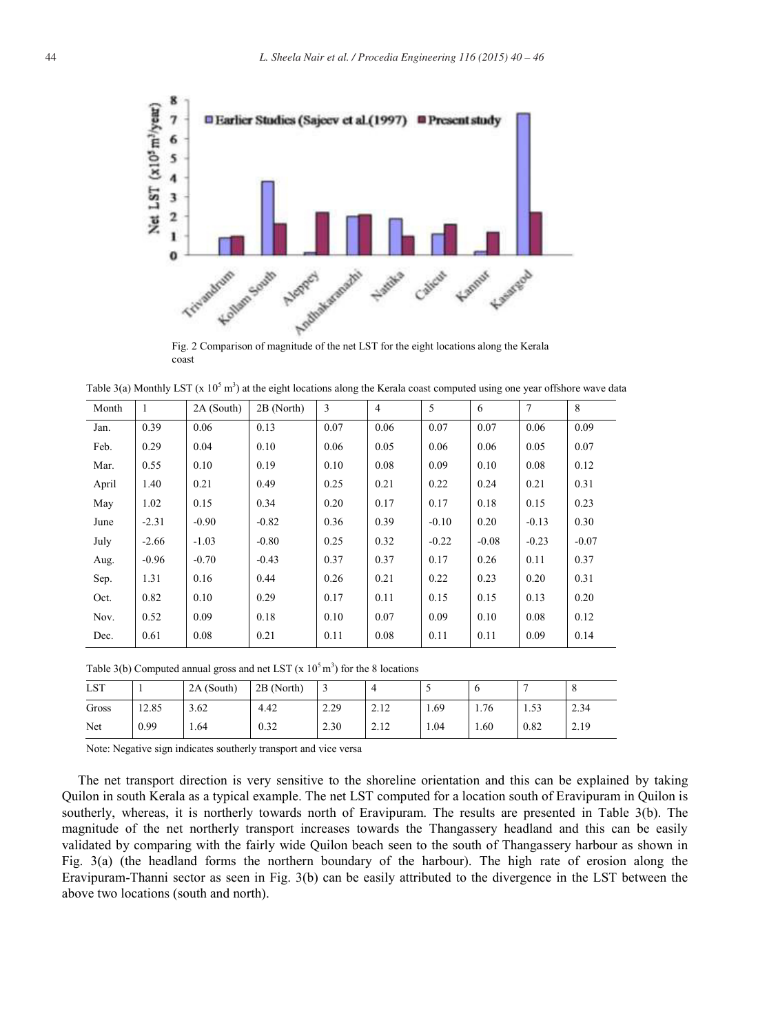Fig. 2 Comparison of magnitude of the net LST for the eight locations along the Kerala coast

Table 3(a) Monthly LST (x $10^5$ $m^3$) at the eight locations along the Kerala coast computed using one year offshore wave data

| Month | 1 | 2A (South) | 2B (North) | 3 | 4 | 5 | 6 | 7 | 8 |
|---|---|---|---|---|---|---|---|---|---|
| Jan. | 0.39 | 0.06 | 0.13 | 0.07 | 0.06 | 0.07 | 0.07 | 0.06 | 0.09 |
| Feb. | 0.29 | 0.04 | 0.10 | 0.06 | 0.05 | 0.06 | 0.06 | 0.05 | 0.07 |
| Mar. | 0.55 | 0.10 | 0.19 | 0.10 | 0.08 | 0.09 | 0.10 | 0.08 | 0.12 |
| April | 1.40 | 0.21 | 0.49 | 0.25 | 0.21 | 0.22 | 0.24 | 0.21 | 0.31 |
| May | 1.02 | 0.15 | 0.34 | 0.20 | 0.17 | 0.17 | 0.18 | 0.15 | 0.23 |
| June | -2.31 | -0.90 | -0.82 | 0.36 | 0.39 | -0.10 | 0.20 | -0.13 | 0.30 |
| July | -2.66 | -1.03 | -0.80 | 0.25 | 0.32 | -0.22 | -0.08 | -0.23 | -0.07 |
| Aug. | -0.96 | -0.70 | -0.43 | 0.37 | 0.37 | 0.17 | 0.26 | 0.11 | 0.37 |
| Sep. | 1.31 | 0.16 | 0.44 | 0.26 | 0.21 | 0.22 | 0.23 | 0.20 | 0.31 |
| Oct. | 0.82 | 0.10 | 0.29 | 0.17 | 0.11 | 0.15 | 0.15 | 0.13 | 0.20 |
| Nov. | 0.52 | 0.09 | 0.18 | 0.10 | 0.07 | 0.09 | 0.10 | 0.08 | 0.12 |
| Dec. | 0.61 | 0.08 | 0.21 | 0.11 | 0.08 | 0.11 | 0.11 | 0.09 | 0.14 |

Table 3(b) Computed annual gross and net LST (x $10^5$ $m^3$) for the 8 locations

| LST | 1 | 2A (South) | 2B (North) | 3 | 4 | 5 | 6 | 7 | 8 |
|---|---|---|---|---|---|---|---|---|---|
| Gross | 12.85 | 3.62 | 4.42 | 2.29 | 2.12 | 1.69 | 1.76 | 1.53 | 2.34 |
| Net | 0.99 | 1.64 | 0.32 | 2.30 | 2.12 | 1.04 | 1.60 | 0.82 | 2.19 |

Note: Negative sign indicates southerly transport and vice versa

The net transport direction is very sensitive to the shoreline orientation and this can be explained by taking Quilon in south Kerala as a typical example. The net LST computed for a location south of Eravipuram in Quilon is southerly, whereas, it is northerly towards north of Eravipuram. The results are presented in Table 3(b). The magnitude of the net northerly transport increases towards the Thangassery headland and this can be easily validated by comparing with the fairly wide Quilon beach seen to the south of Thangassery harbour as shown in Fig. 3(a) (the headland forms the northern boundary of the harbour). The high rate of erosion along the Eravipuram-Thanni sector as seen in Fig. 3(b) can be easily attributed to the divergence in the LST between the above two locations (south and north).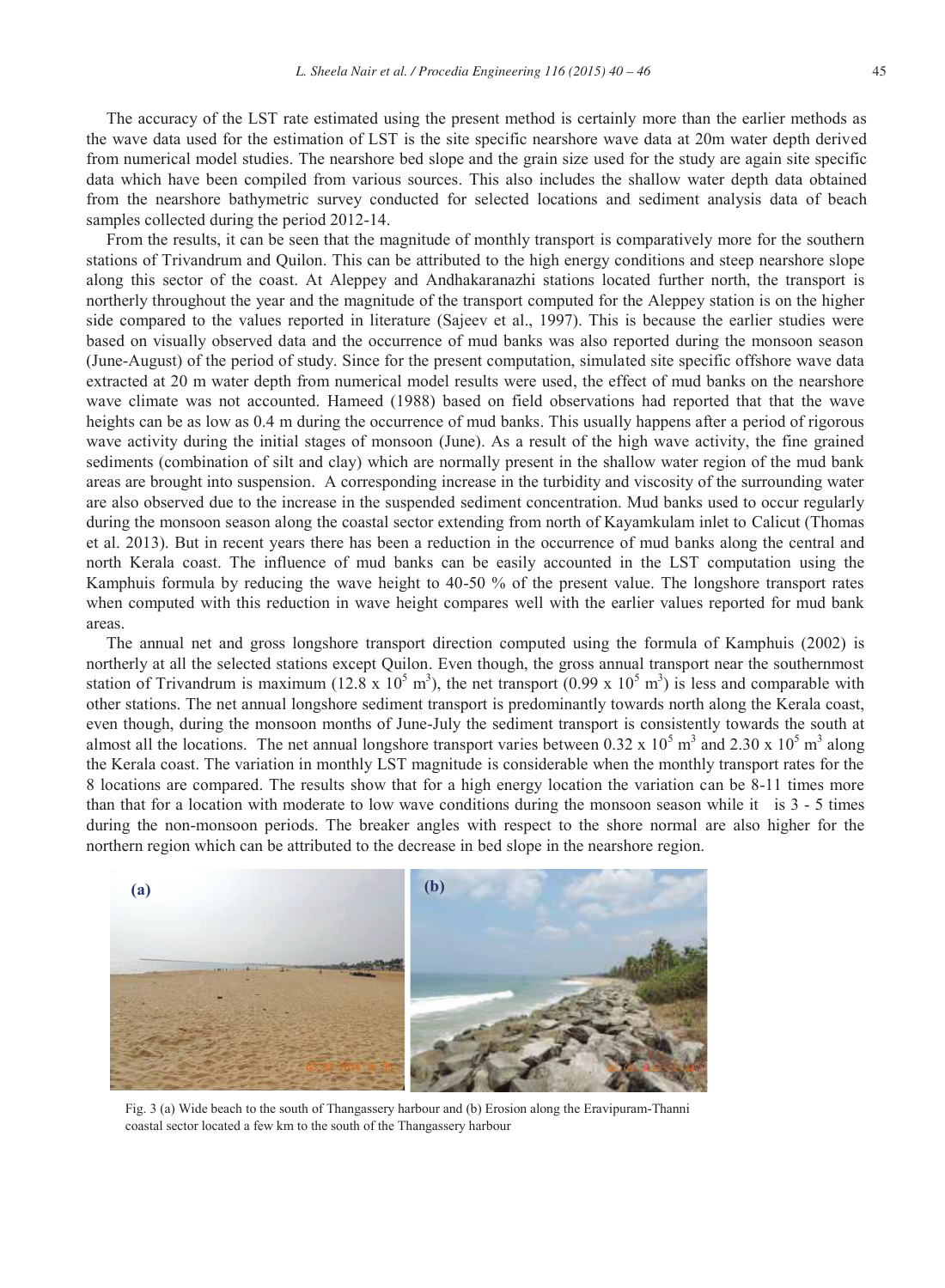The accuracy of the LST rate estimated using the present method is certainly more than the earlier methods as the wave data used for the estimation of LST is the site specific nearshore wave data at 20m water depth derived from numerical model studies. The nearshore bed slope and the grain size used for the study are again site specific data which have been compiled from various sources. This also includes the shallow water depth data obtained from the nearshore bathymetric survey conducted for selected locations and sediment analysis data of beach samples collected during the period 2012-14.

From the results, it can be seen that the magnitude of monthly transport is comparatively more for the southern stations of Trivandrum and Quilon. This can be attributed to the high energy conditions and steep nearshore slope along this sector of the coast. At Aleppey and Andhakaranazhi stations located further north, the transport is northerly throughout the year and the magnitude of the transport computed for the Aleppey station is on the higher side compared to the values reported in literature (Sajeev et al., 1997). This is because the earlier studies were based on visually observed data and the occurrence of mud banks was also reported during the monsoon season (June-August) of the period of study. Since for the present computation, simulated site specific offshore wave data extracted at 20 m water depth from numerical model results were used, the effect of mud banks on the nearshore wave climate was not accounted. Hameed (1988) based on field observations had reported that that the wave heights can be as low as 0.4 m during the occurrence of mud banks. This usually happens after a period of rigorous wave activity during the initial stages of monsoon (June). As a result of the high wave activity, the fine grained sediments (combination of silt and clay) which are normally present in the shallow water region of the mud bank areas are brought into suspension. A corresponding increase in the turbidity and viscosity of the surrounding water are also observed due to the increase in the suspended sediment concentration. Mud banks used to occur regularly during the monsoon season along the coastal sector extending from north of Kayamkulam inlet to Calicut (Thomas et al. 2013). But in recent years there has been a reduction in the occurrence of mud banks along the central and north Kerala coast. The influence of mud banks can be easily accounted in the LST computation using the Kamphuis formula by reducing the wave height to 40-50 % of the present value. The longshore transport rates when computed with this reduction in wave height compares well with the earlier values reported for mud bank areas.

The annual net and gross longshore transport direction computed using the formula of Kamphuis (2002) is northerly at all the selected stations except Quilon. Even though, the gross annual transport near the southernmost station of Trivandrum is maximum ($12.8 \times 10^5$ $m^3$), the net transport ($0.99 \times 10^5$ $m^3$) is less and comparable with other stations. The net annual longshore sediment transport is predominantly towards north along the Kerala coast, even though, during the monsoon months of June-July the sediment transport is consistently towards the south at almost all the locations. The net annual longshore transport varies between $0.32 \times 10^5$ $m^3$ and $2.30 \times 10^5$ $m^3$ along the Kerala coast. The variation in monthly LST magnitude is considerable when the monthly transport rates for the 8 locations are compared. The results show that for a high energy location the variation can be 8-11 times more than that for a location with moderate to low wave conditions during the monsoon season while it is 3 - 5 times during the non-monsoon periods. The breaker angles with respect to the shore normal are also higher for the northern region which can be attributed to the decrease in bed slope in the nearshore region.

Fig. 3 (a) Wide beach to the south of Thangassery harbour and (b) Erosion along the Eravipuram-Thanni coastal sector located a few km to the south of the Thangassery harbour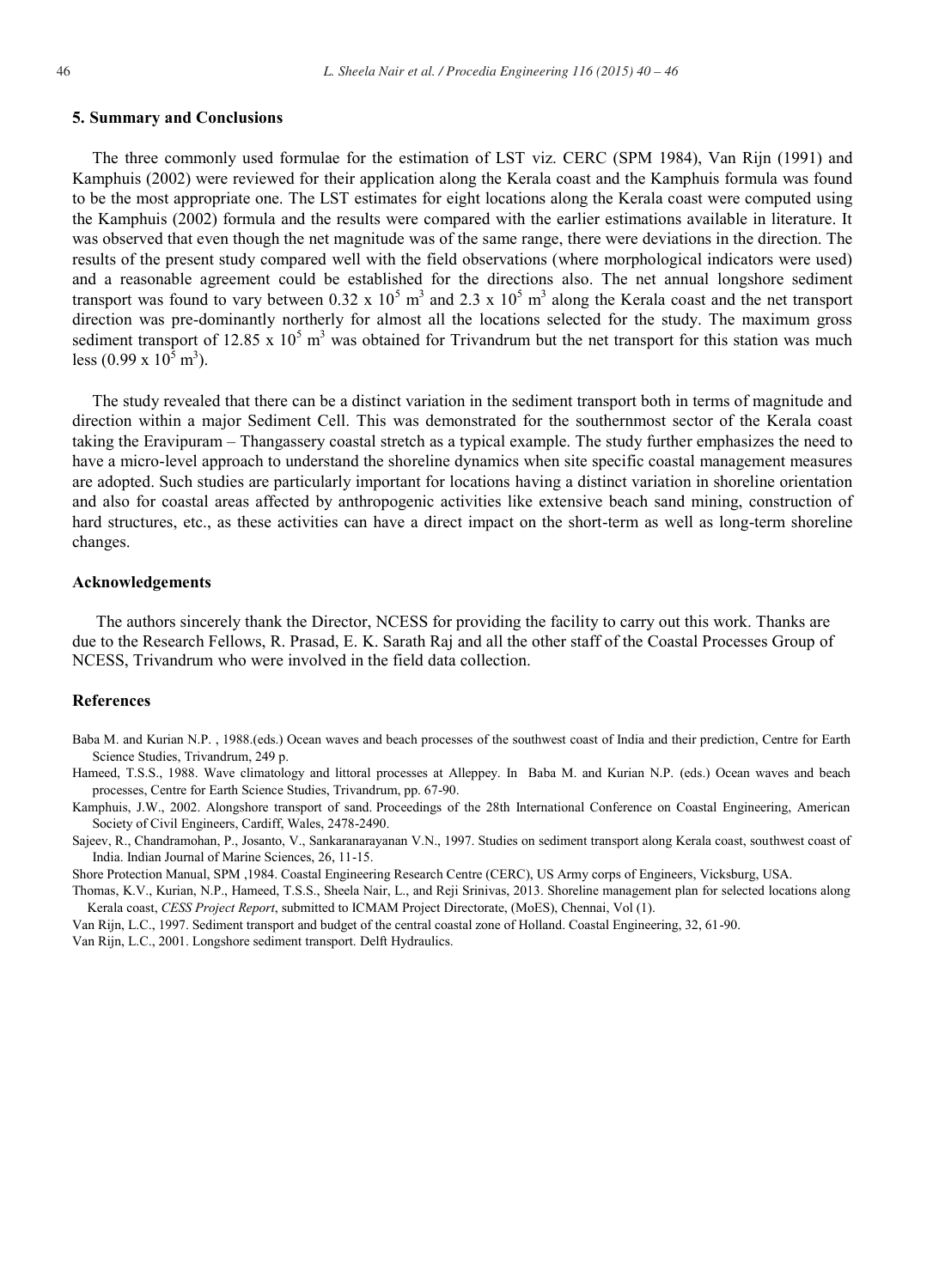## 5. Summary and Conclusions

The three commonly used formulae for the estimation of LST viz. CERC (SPM 1984), Van Rijn (1991) and Kamphuis (2002) were reviewed for their application along the Kerala coast and the Kamphuis formula was found to be the most appropriate one. The LST estimates for eight locations along the Kerala coast were computed using the Kamphuis (2002) formula and the results were compared with the earlier estimations available in literature. It was observed that even though the net magnitude was of the same range, there were deviations in the direction. The results of the present study compared well with the field observations (where morphological indicators were used) and a reasonable agreement could be established for the directions also. The net annual longshore sediment transport was found to vary between $0.32 \times 10^5$ $m^3$ and $2.3 \times 10^5$ $m^3$ along the Kerala coast and the net transport direction was pre-dominantly northerly for almost all the locations selected for the study. The maximum gross sediment transport of $12.85 \times 10^5$ $m^3$ was obtained for Trivandrum but the net transport for this station was much less ($0.99 \times 10^5$ $m^3$).

The study revealed that there can be a distinct variation in the sediment transport both in terms of magnitude and direction within a major Sediment Cell. This was demonstrated for the southernmost sector of the Kerala coast taking the Eravipuram – Thangassery coastal stretch as a typical example. The study further emphasizes the need to have a micro-level approach to understand the shoreline dynamics when site specific coastal management measures are adopted. Such studies are particularly important for locations having a distinct variation in shoreline orientation and also for coastal areas affected by anthropogenic activities like extensive beach sand mining, construction of hard structures, etc., as these activities can have a direct impact on the short-term as well as long-term shoreline changes.

## Acknowledgements

The authors sincerely thank the Director, NCESS for providing the facility to carry out this work. Thanks are due to the Research Fellows, R. Prasad, E. K. Sarath Raj and all the other staff of the Coastal Processes Group of NCESS, Trivandrum who were involved in the field data collection.

## References

Baba M. and Kurian N.P. , 1988.(eds.) Ocean waves and beach processes of the southwest coast of India and their prediction, Centre for Earth Science Studies, Trivandrum, 249 p.

Hameed, T.S.S., 1988. Wave climatology and littoral processes at Alleppey. In Baba M. and Kurian N.P. (eds.) Ocean waves and beach processes, Centre for Earth Science Studies, Trivandrum, pp. 67-90.

Kamphuis, J.W., 2002. Alongshore transport of sand. Proceedings of the 28th International Conference on Coastal Engineering, American Society of Civil Engineers, Cardiff, Wales, 2478-2490.

Sajeev, R., Chandramohan, P., Josanto, V., Sankaranarayanan V.N., 1997. Studies on sediment transport along Kerala coast, southwest coast of India. Indian Journal of Marine Sciences, 26, 11-15.

Shore Protection Manual, SPM ,1984. Coastal Engineering Research Centre (CERC), US Army corps of Engineers, Vicksburg, USA.

Thomas, K.V., Kurian, N.P., Hameed, T.S.S., Sheela Nair, L., and Reji Srinivas, 2013. Shoreline management plan for selected locations along Kerala coast, *CESS Project Report*, submitted to ICMAM Project Directorate, (MoES), Chennai, Vol (1).

Van Rijn, L.C., 1997. Sediment transport and budget of the central coastal zone of Holland. Coastal Engineering, 32, 61-90.

Van Rijn, L.C., 2001. Longshore sediment transport. Delft Hydraulics.